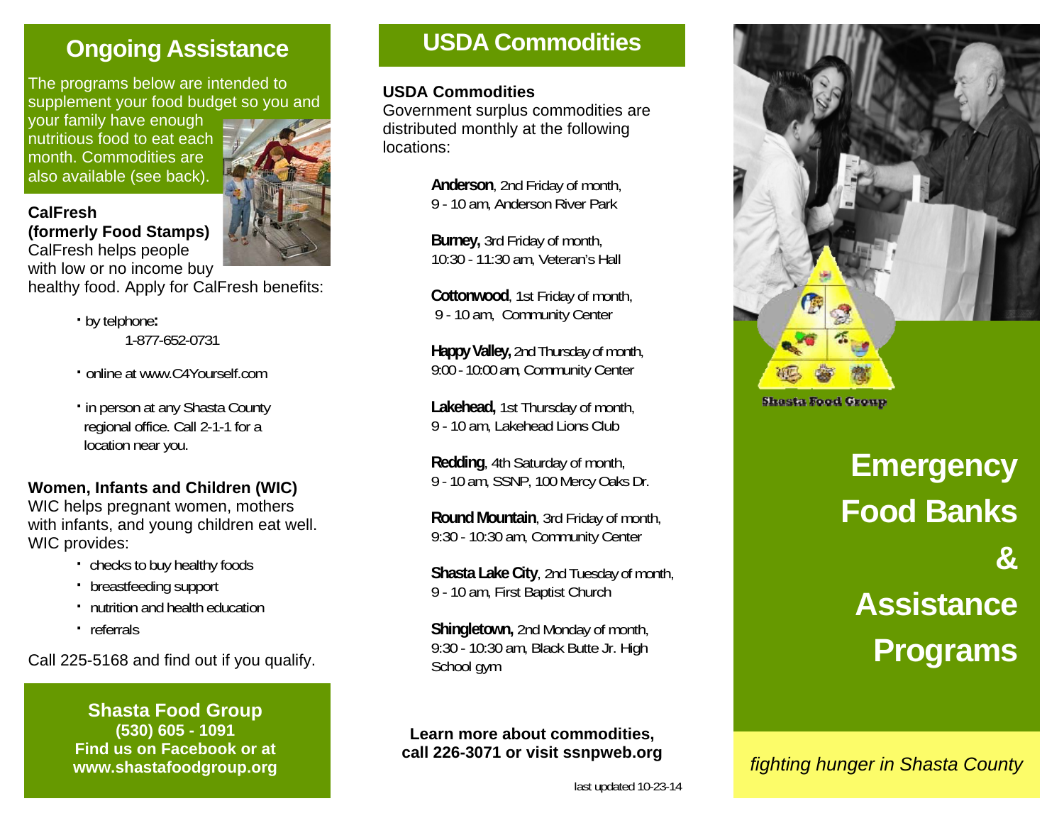## Ongoing Assistance

The programs below are intended to supplement your food budget so you and your family have enough nutritious food to eat each month. Commodities are also available (see back).

**CalFresh (formerly Food Stamps)**
CalFresh helps people with low or no income buy healthy food. Apply for CalFresh benefits:

- by telphone: 1-877-652-0731
- online at www.C4Yourself.com
- in person at any Shasta County regional office. Call 2-1-1 for a location near you.

**Women, Infants and Children (WIC)**
WIC helps pregnant women, mothers with infants, and young children eat well. WIC provides:

- checks to buy healthy foods
- breastfeeding support
- nutrition and health education
- referrals

Call 225-5168 and find out if you qualify.

**Shasta Food Group**
**(530) 605 - 1091**
**Find us on Facebook or at www.shastafoodgroup.org**

## USDA Commodities

**USDA Commodities**
Government surplus commodities are distributed monthly at the following locations:

**Anderson**, 2nd Friday of month, 9 - 10 am, Anderson River Park

**Burney,** 3rd Friday of month, 10:30 - 11:30 am, Veteran's Hall

**Cottonwood**, 1st Friday of month, 9 - 10 am, Community Center

**Happy Valley,** 2nd Thursday of month, 9:00 - 10:00 am, Community Center

**Lakehead,** 1st Thursday of month, 9 - 10 am, Lakehead Lions Club

**Redding**, 4th Saturday of month, 9 - 10 am, SSNP, 100 Mercy Oaks Dr.

**Round Mountain**, 3rd Friday of month, 9:30 - 10:30 am, Community Center

**Shasta Lake City**, 2nd Tuesday of month, 9 - 10 am, First Baptist Church

**Shingletown,** 2nd Monday of month, 9:30 - 10:30 am, Black Butte Jr. High School gym

**Learn more about commodities, call 226-3071 or visit ssnpweb.org**

last updated 10-23-14

Shasta Food Group

# Emergency Food Banks & Assistance Programs

*fighting hunger in Shasta County*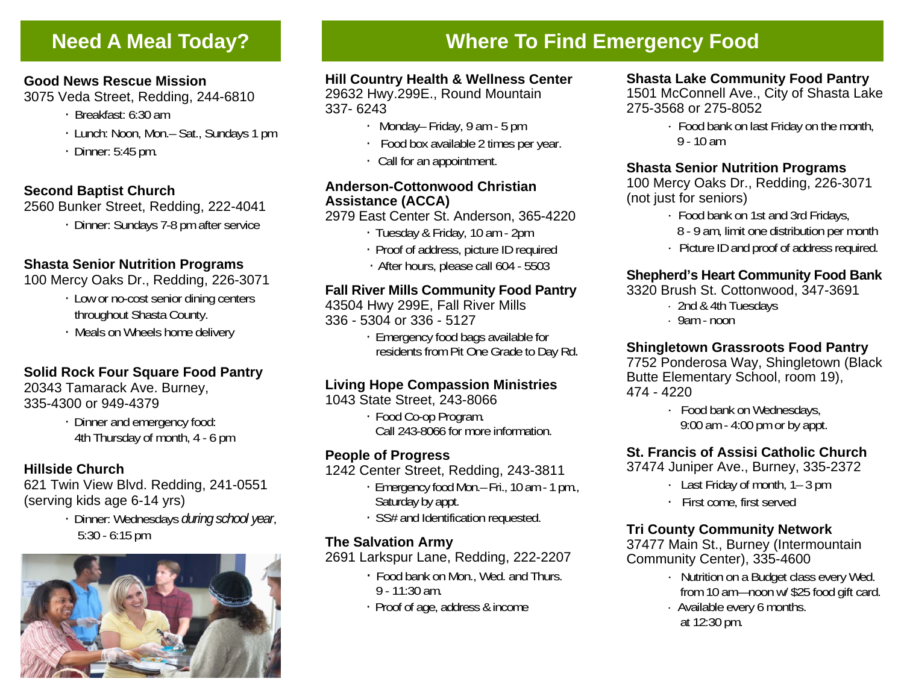## Need A Meal Today?

**Good News Rescue Mission**
3075 Veda Street, Redding, 244-6810

- Breakfast: 6:30 am
- Lunch: Noon, Mon.– Sat., Sundays 1 pm
- Dinner: 5:45 pm.

**Second Baptist Church**
2560 Bunker Street, Redding, 222-4041

- Dinner: Sundays 7-8 pm after service

**Shasta Senior Nutrition Programs**
100 Mercy Oaks Dr., Redding, 226-3071

- Low or no-cost senior dining centers throughout Shasta County.
- Meals on Wheels home delivery

**Solid Rock Four Square Food Pantry**
20343 Tamarack Ave. Burney,
335-4300 or 949-4379

- Dinner and emergency food: 4th Thursday of month, 4 - 6 pm

**Hillside Church**
621 Twin View Blvd. Redding, 241-0551
(serving kids age 6-14 yrs)

- Dinner: Wednesdays *during school year*, 5:30 - 6:15 pm

## Where To Find Emergency Food

**Hill Country Health & Wellness Center**
29632 Hwy.299E., Round Mountain
337- 6243

- Monday– Friday, 9 am - 5 pm
- Food box available 2 times per year.
- Call for an appointment.

**Anderson-Cottonwood Christian Assistance (ACCA)**
2979 East Center St. Anderson, 365-4220

- Tuesday & Friday, 10 am - 2pm
- Proof of address, picture ID required
- After hours, please call 604 - 5503

**Fall River Mills Community Food Pantry**
43504 Hwy 299E, Fall River Mills
336 - 5304 or 336 - 5127

- Emergency food bags available for residents from Pit One Grade to Day Rd.

**Living Hope Compassion Ministries**
1043 State Street, 243-8066

- Food Co-op Program. Call 243-8066 for more information.

**People of Progress**
1242 Center Street, Redding, 243-3811

- Emergency food Mon.– Fri., 10 am - 1 pm., Saturday by appt.
- SS# and Identification requested.

**The Salvation Army**
2691 Larkspur Lane, Redding, 222-2207

- Food bank on Mon., Wed. and Thurs. 9 - 11:30 am.
- Proof of age, address & income

**Shasta Lake Community Food Pantry**
1501 McConnell Ave., City of Shasta Lake
275-3568 or 275-8052

- Food bank on last Friday on the month, 9 - 10 am

**Shasta Senior Nutrition Programs**
100 Mercy Oaks Dr., Redding, 226-3071
(not just for seniors)

- Food bank on 1st and 3rd Fridays, 8 - 9 am, limit one distribution per month
- Picture ID and proof of address required.

**Shepherd's Heart Community Food Bank**
3320 Brush St. Cottonwood, 347-3691

- 2nd & 4th Tuesdays
- 9am - noon

**Shingletown Grassroots Food Pantry**
7752 Ponderosa Way, Shingletown (Black Butte Elementary School, room 19),
474 - 4220

- Food bank on Wednesdays, 9:00 am - 4:00 pm or by appt.

**St. Francis of Assisi Catholic Church**
37474 Juniper Ave., Burney, 335-2372

- Last Friday of month, 1– 3 pm
- First come, first served

**Tri County Community Network**
37477 Main St., Burney (Intermountain Community Center), 335-4600

- Nutrition on a Budget class every Wed. from 10 am—noon w/ $25 food gift card.
- Available every 6 months. at 12:30 pm.